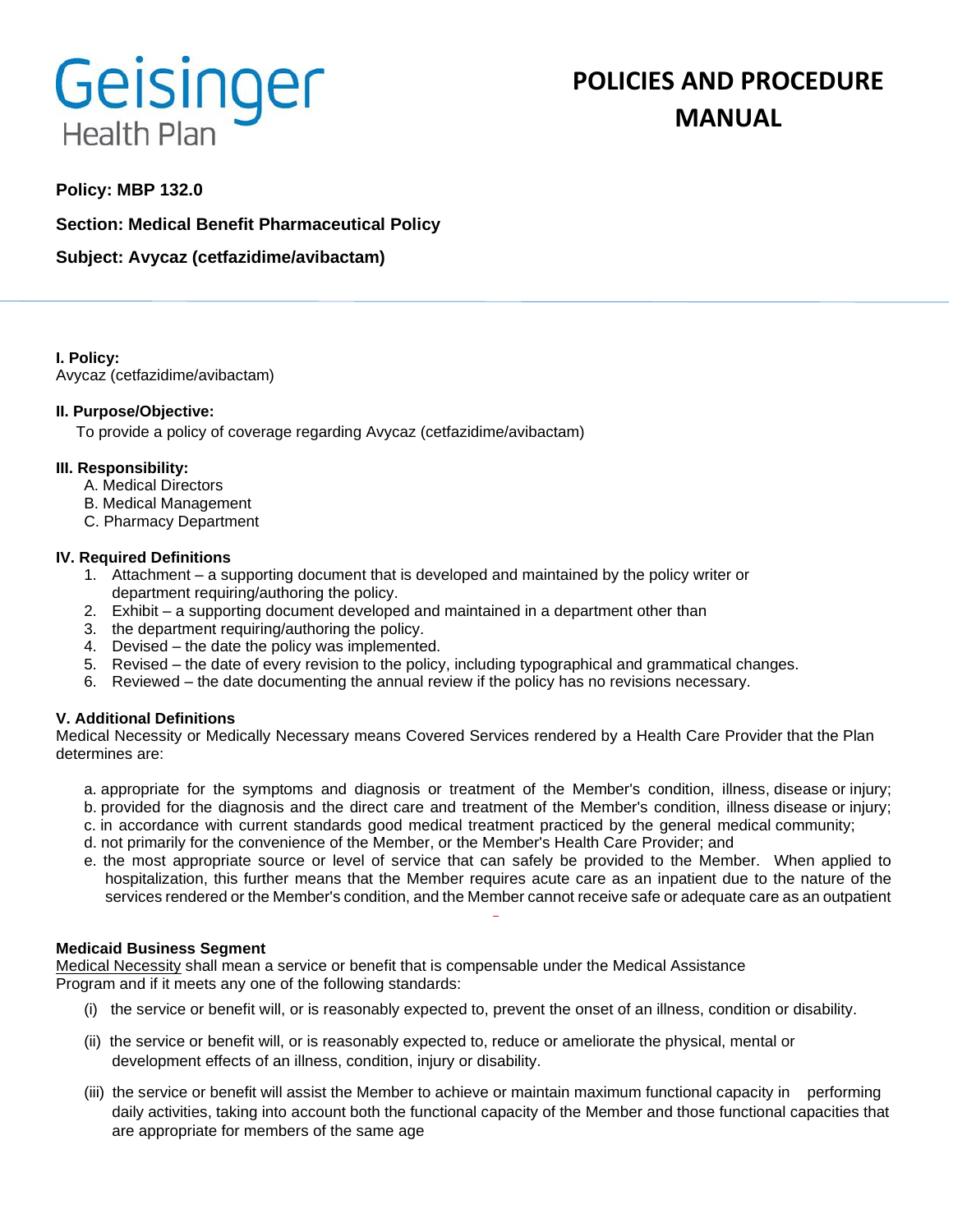Geisinger Health Plan

# POLICIES AND PROCEDURE MANUAL

**Policy: MBP 132.0**

**Section: Medical Benefit Pharmaceutical Policy**

**Subject: Avycaz (cetfazidime/avibactam)**

**I. Policy:**
Avycaz (cetfazidime/avibactam)

**II. Purpose/Objective:**
To provide a policy of coverage regarding Avycaz (cetfazidime/avibactam)

**III. Responsibility:**

A. Medical Directors
B. Medical Management
C. Pharmacy Department

**IV. Required Definitions**

1. Attachment – a supporting document that is developed and maintained by the policy writer or department requiring/authoring the policy.
2. Exhibit – a supporting document developed and maintained in a department other than
3. the department requiring/authoring the policy.
4. Devised – the date the policy was implemented.
5. Revised – the date of every revision to the policy, including typographical and grammatical changes.
6. Reviewed – the date documenting the annual review if the policy has no revisions necessary.

**V. Additional Definitions**
Medical Necessity or Medically Necessary means Covered Services rendered by a Health Care Provider that the Plan determines are:

a. appropriate for the symptoms and diagnosis or treatment of the Member's condition, illness, disease or injury;
b. provided for the diagnosis and the direct care and treatment of the Member's condition, illness disease or injury;
c. in accordance with current standards good medical treatment practiced by the general medical community;
d. not primarily for the convenience of the Member, or the Member's Health Care Provider; and
e. the most appropriate source or level of service that can safely be provided to the Member. When applied to hospitalization, this further means that the Member requires acute care as an inpatient due to the nature of the services rendered or the Member's condition, and the Member cannot receive safe or adequate care as an outpatient

**Medicaid Business Segment**
Medical Necessity shall mean a service or benefit that is compensable under the Medical Assistance Program and if it meets any one of the following standards:

(i) the service or benefit will, or is reasonably expected to, prevent the onset of an illness, condition or disability.

(ii) the service or benefit will, or is reasonably expected to, reduce or ameliorate the physical, mental or development effects of an illness, condition, injury or disability.

(iii) the service or benefit will assist the Member to achieve or maintain maximum functional capacity in performing daily activities, taking into account both the functional capacity of the Member and those functional capacities that are appropriate for members of the same age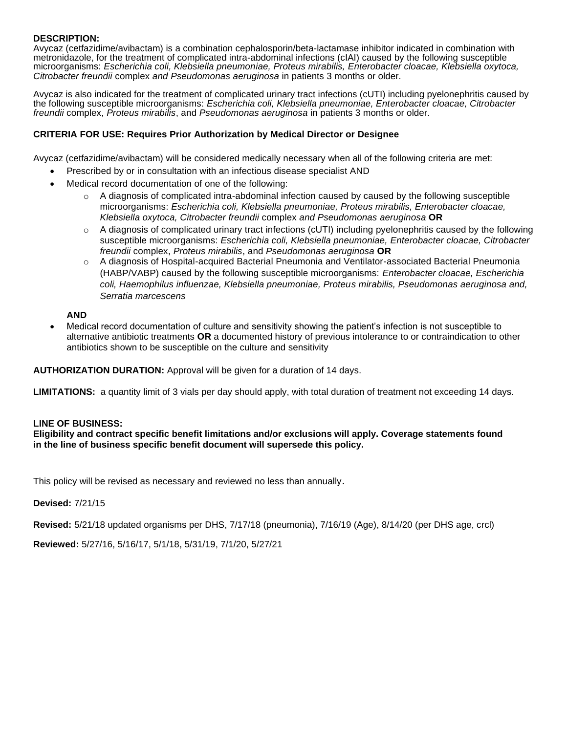**DESCRIPTION:**
Avycaz (cetfazidime/avibactam) is a combination cephalosporin/beta-lactamase inhibitor indicated in combination with metronidazole, for the treatment of complicated intra-abdominal infections (cIAI) caused by the following susceptible microorganisms: *Escherichia coli, Klebsiella pneumoniae, Proteus mirabilis, Enterobacter cloacae, Klebsiella oxytoca, Citrobacter freundii* complex *and Pseudomonas aeruginosa* in patients 3 months or older.

Avycaz is also indicated for the treatment of complicated urinary tract infections (cUTI) including pyelonephritis caused by the following susceptible microorganisms: *Escherichia coli, Klebsiella pneumoniae, Enterobacter cloacae, Citrobacter freundii* complex, *Proteus mirabilis*, and *Pseudomonas aeruginosa* in patients 3 months or older.

**CRITERIA FOR USE: Requires Prior Authorization by Medical Director or Designee**

Avycaz (cetfazidime/avibactam) will be considered medically necessary when all of the following criteria are met:

- Prescribed by or in consultation with an infectious disease specialist AND
- Medical record documentation of one of the following:
  - A diagnosis of complicated intra-abdominal infection caused by caused by the following susceptible microorganisms: *Escherichia coli, Klebsiella pneumoniae, Proteus mirabilis, Enterobacter cloacae, Klebsiella oxytoca, Citrobacter freundii* complex *and Pseudomonas aeruginosa* **OR**
  - A diagnosis of complicated urinary tract infections (cUTI) including pyelonephritis caused by the following susceptible microorganisms: *Escherichia coli, Klebsiella pneumoniae, Enterobacter cloacae, Citrobacter freundii* complex, *Proteus mirabilis*, and *Pseudomonas aeruginosa* **OR**
  - A diagnosis of Hospital-acquired Bacterial Pneumonia and Ventilator-associated Bacterial Pneumonia (HABP/VABP) caused by the following susceptible microorganisms: *Enterobacter cloacae, Escherichia coli, Haemophilus influenzae, Klebsiella pneumoniae, Proteus mirabilis, Pseudomonas aeruginosa and, Serratia marcescens*

  **AND**
- Medical record documentation of culture and sensitivity showing the patient's infection is not susceptible to alternative antibiotic treatments **OR** a documented history of previous intolerance to or contraindication to other antibiotics shown to be susceptible on the culture and sensitivity

**AUTHORIZATION DURATION:** Approval will be given for a duration of 14 days.

**LIMITATIONS:** a quantity limit of 3 vials per day should apply, with total duration of treatment not exceeding 14 days.

**LINE OF BUSINESS:**
**Eligibility and contract specific benefit limitations and/or exclusions will apply. Coverage statements found in the line of business specific benefit document will supersede this policy.**

This policy will be revised as necessary and reviewed no less than annually.

**Devised:** 7/21/15

**Revised:** 5/21/18 updated organisms per DHS, 7/17/18 (pneumonia), 7/16/19 (Age), 8/14/20 (per DHS age, crcl)

**Reviewed:** 5/27/16, 5/16/17, 5/1/18, 5/31/19, 7/1/20, 5/27/21